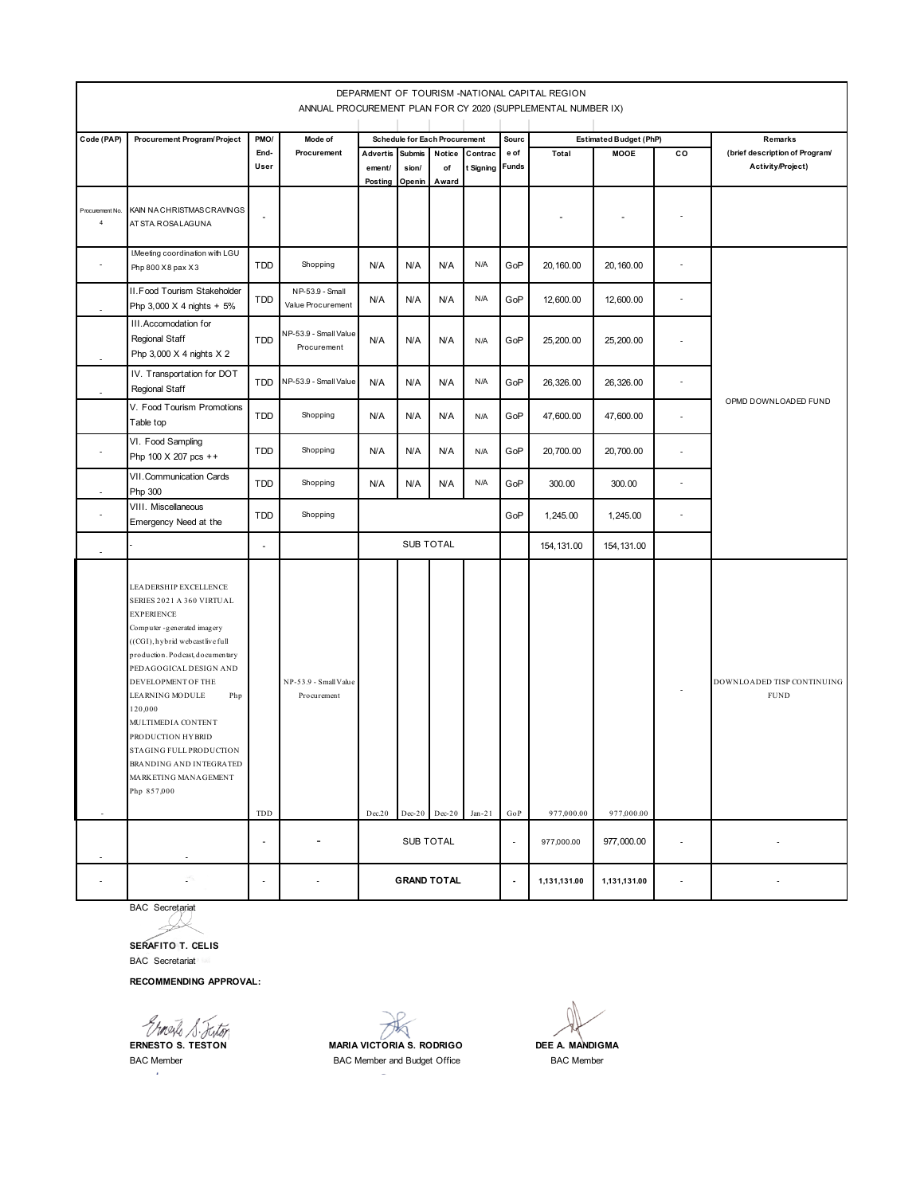DEPARMENT OF TOURISM -NATIONAL CAPITAL REGION

ANNUAL PROCUREMENT PLAN FOR CY 2020 (SUPPLEMENTAL NUMBER IX)

| Code (PAP) | Procurement Program/Project | PMO/ End-User | Mode of Procurement | Schedule for Each Procurement | | | | Source of Funds | Estimated Budget (PhP) | | | Remarks (brief description of Program/ Activity/Project) |
|---|---|---|---|---|---|---|---|---|---|---|---|---|
| | | | | Advertisement/ Posting | Submission/ Opening | Notice of Award | Contract Signing | | Total | MOOE | CO | |
| Procurement No. 4 | KAIN NA CHRISTMAS CRAVINGS AT STA. ROSA LAGUNA | - | | | | | | | - | - | - | |
| - | I.Meeting coordination with LGU Php 800 X 8 pax X 3 | TDD | Shopping | N/A | N/A | N/A | N/A | GoP | 20,160.00 | 20,160.00 | - | OPMD DOWNLOADED FUND |
| - | II.Food Tourism Stakeholder Php 3,000 X 4 nights + 5% | TDD | NP-53.9 - Small Value Procurement | N/A | N/A | N/A | N/A | GoP | 12,600.00 | 12,600.00 | - | |
| - | III.Accomodation for Regional Staff Php 3,000 X 4 nights X 2 | TDD | NP-53.9 - Small Value Procurement | N/A | N/A | N/A | N/A | GoP | 25,200.00 | 25,200.00 | - | |
| - | IV. Transportation for DOT Regional Staff | TDD | NP-53.9 - Small Value | N/A | N/A | N/A | N/A | GoP | 26,326.00 | 26,326.00 | - | |
| | V. Food Tourism Promotions Table top | TDD | Shopping | N/A | N/A | N/A | N/A | GoP | 47,600.00 | 47,600.00 | - | |
| - | VI. Food Sampling Php 100 X 207 pcs ++ | TDD | Shopping | N/A | N/A | N/A | N/A | GoP | 20,700.00 | 20,700.00 | - | |
| - | VII.Communication Cards Php 300 | TDD | Shopping | N/A | N/A | N/A | N/A | GoP | 300.00 | 300.00 | - | |
| - | VIII. Miscellaneous Emergency Need at the | TDD | Shopping | | | | | GoP | 1,245.00 | 1,245.00 | - | |
| - | - | - | | SUB TOTAL | | | | | 154,131.00 | 154,131.00 | | |
| - | LEADERSHIP EXCELLENCE SERIES 2021 A 360 VIRTUAL EXPERIENCE Computer-generated imagery ((CGI), hybrid webcast live full production. Podcast, documentary PEDAGOGICAL DESIGN AND DEVELOPMENT OF THE LEARNING MODULE Php 120,000 MULTIMEDIA CONTENT PRODUCTION HYBRID STAGING FULL PRODUCTION BRANDING AND INTEGRATED MARKETING MANAGEMENT Php 857,000 | TDD | NP-53.9 - Small Value Procurement | Dec20 | Dec-20 | Dec-20 | Jan-21 | GoP | 977,000.00 | 977,000.00 | - | DOWNLOADED TISP CONTINUING FUND |
| - | - | - | - | SUB TOTAL | | | | - | 977,000.00 | 977,000.00 | - | - |
| - | - | - | - | **GRAND TOTAL** | | | | - | **1,131,131.00** | **1,131,131.00** | - | - |

BAC Secretariat

**SERAFITO T. CELIS**
BAC Secretariat

**RECOMMENDING APPROVAL:**

**ERNESTO S. TESTON**
BAC Member

**MARIA VICTORIA S. RODRIGO**
BAC Member and Budget Office

**DEE A. MANDIGMA**
BAC Member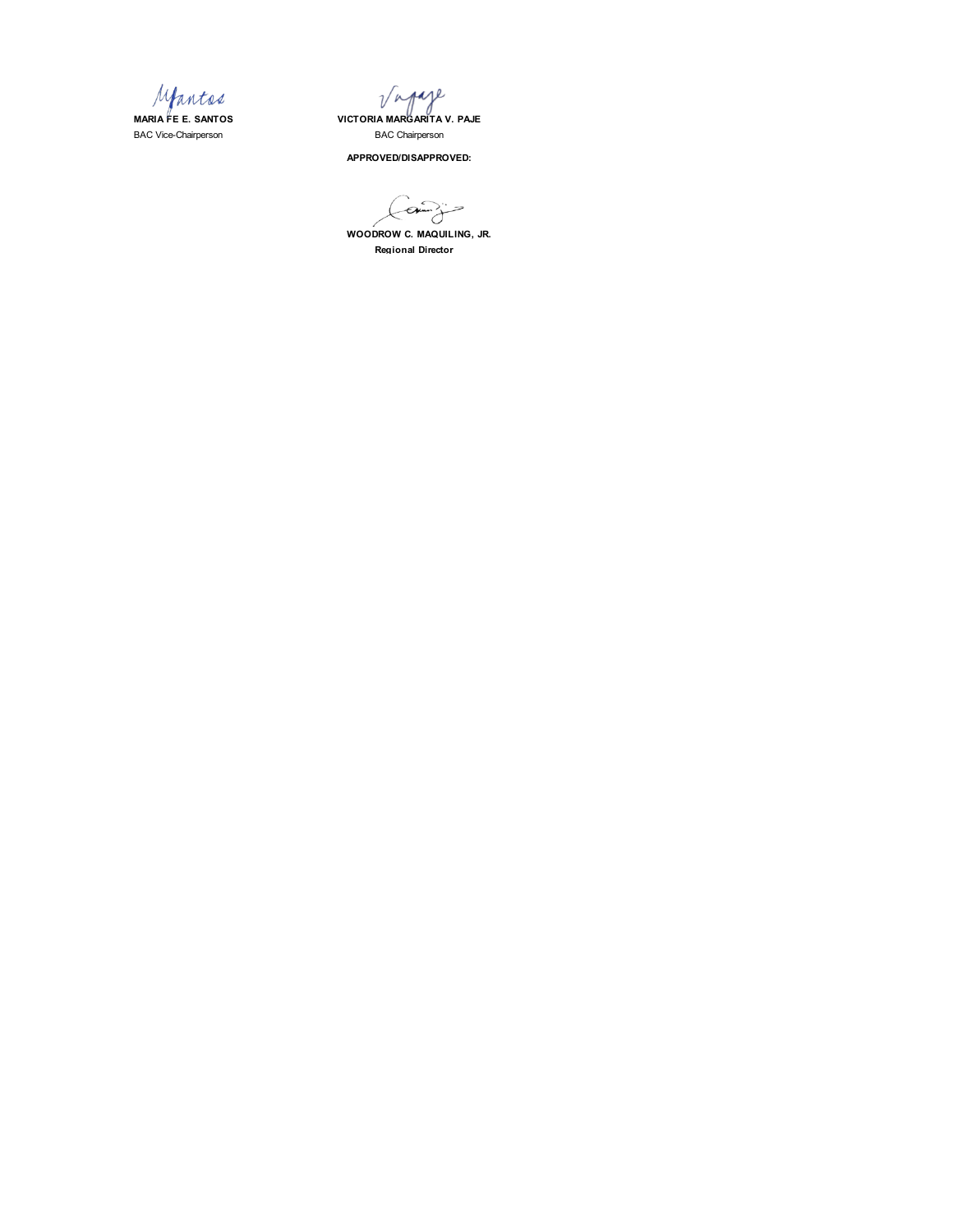| | |
|---|---|
| **MARIA FE E. SANTOS** | **VICTORIA MARGARITA V. PAJE** |
| BAC Vice-Chairperson | BAC Chairperson |

**APPROVED/DISAPPROVED:**

**WOODROW C. MAQUILING, JR.**
**Regional Director**